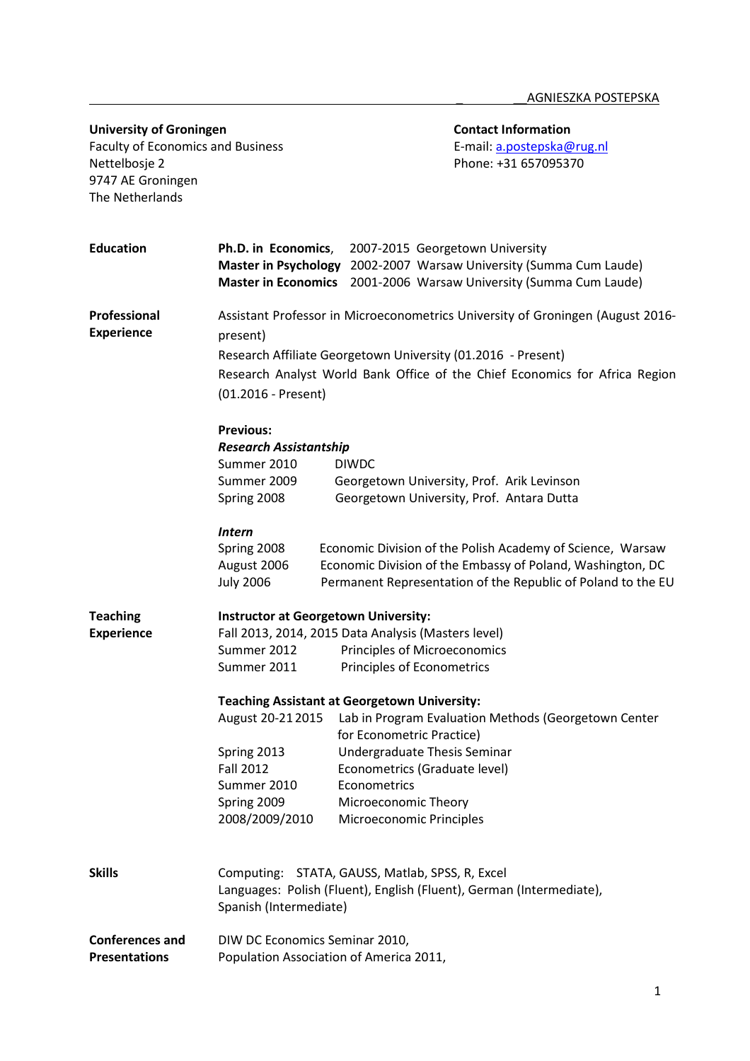# AGNIESZKA POSTEPSKA

**University of Groningen**
Faculty of Economics and Business
Nettelbosje 2
9747 AE Groningen
The Netherlands

**Contact Information**
E-mail: a.postepska@rug.nl
Phone: +31 657095370

## Education

**Ph.D. in Economics**, 2007-2015 Georgetown University
**Master in Psychology** 2002-2007 Warsaw University (Summa Cum Laude)
**Master in Economics** 2001-2006 Warsaw University (Summa Cum Laude)

## Professional Experience

Assistant Professor in Microeconometrics University of Groningen (August 2016-present)

Research Affiliate Georgetown University (01.2016 - Present)

Research Analyst World Bank Office of the Chief Economics for Africa Region (01.2016 - Present)

**Previous:**

***Research Assistantship***

Summer 2010 DIWDC
Summer 2009 Georgetown University, Prof. Arik Levinson
Spring 2008 Georgetown University, Prof. Antara Dutta

***Intern***

Spring 2008 Economic Division of the Polish Academy of Science, Warsaw
August 2006 Economic Division of the Embassy of Poland, Washington, DC
July 2006 Permanent Representation of the Republic of Poland to the EU

## Teaching Experience

**Instructor at Georgetown University:**

Fall 2013, 2014, 2015 Data Analysis (Masters level)
Summer 2012 Principles of Microeconomics
Summer 2011 Principles of Econometrics

**Teaching Assistant at Georgetown University:**

August 20-21 2015 Lab in Program Evaluation Methods (Georgetown Center for Econometric Practice)
Spring 2013 Undergraduate Thesis Seminar
Fall 2012 Econometrics (Graduate level)
Summer 2010 Econometrics
Spring 2009 Microeconomic Theory
2008/2009/2010 Microeconomic Principles

## Skills

Computing: STATA, GAUSS, Matlab, SPSS, R, Excel
Languages: Polish (Fluent), English (Fluent), German (Intermediate), Spanish (Intermediate)

## Conferences and Presentations

DIW DC Economics Seminar 2010,
Population Association of America 2011,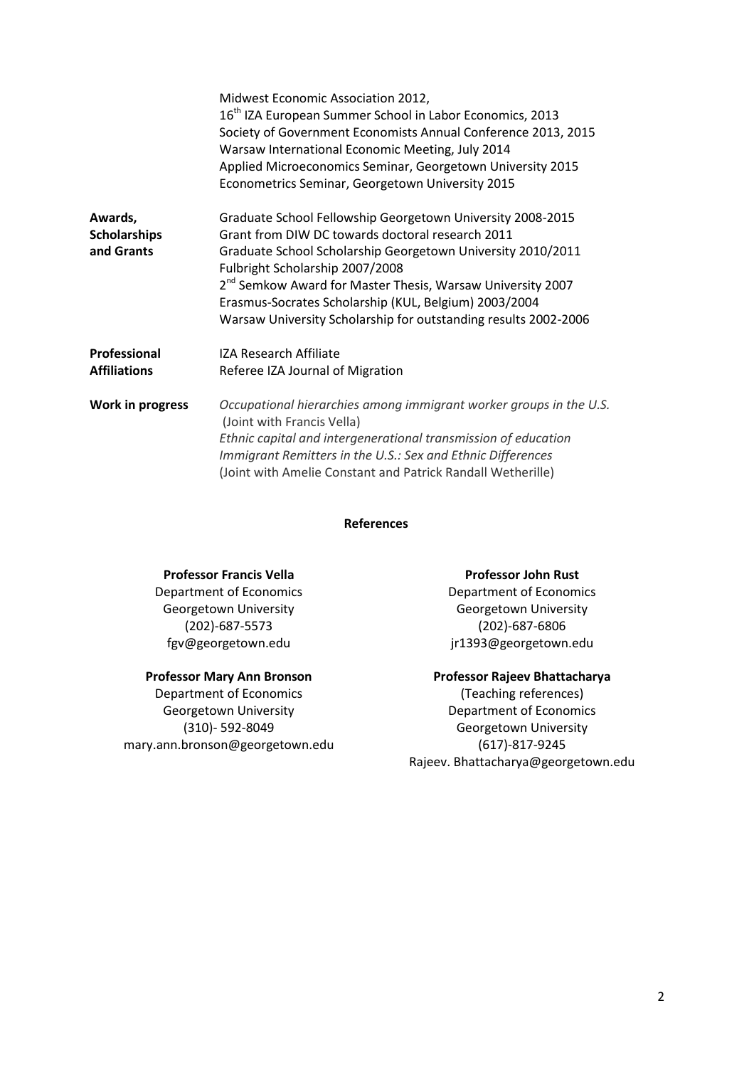Midwest Economic Association 2012,
16th IZA European Summer School in Labor Economics, 2013
Society of Government Economists Annual Conference 2013, 2015
Warsaw International Economic Meeting, July 2014
Applied Microeconomics Seminar, Georgetown University 2015
Econometrics Seminar, Georgetown University 2015

**Awards, Scholarships and Grants**

Graduate School Fellowship Georgetown University 2008-2015
Grant from DIW DC towards doctoral research 2011
Graduate School Scholarship Georgetown University 2010/2011
Fulbright Scholarship 2007/2008
2nd Semkow Award for Master Thesis, Warsaw University 2007
Erasmus-Socrates Scholarship (KUL, Belgium) 2003/2004
Warsaw University Scholarship for outstanding results 2002-2006

**Professional Affiliations**

IZA Research Affiliate
Referee IZA Journal of Migration

**Work in progress**

*Occupational hierarchies among immigrant worker groups in the U.S.* (Joint with Francis Vella)
*Ethnic capital and intergenerational transmission of education*
*Immigrant Remitters in the U.S.: Sex and Ethnic Differences* (Joint with Amelie Constant and Patrick Randall Wetherille)

## References

**Professor Francis Vella**
Department of Economics
Georgetown University
(202)-687-5573
fgv@georgetown.edu

**Professor John Rust**
Department of Economics
Georgetown University
(202)-687-6806
jr1393@georgetown.edu

**Professor Mary Ann Bronson**
Department of Economics
Georgetown University
(310)- 592-8049
mary.ann.bronson@georgetown.edu

**Professor Rajeev Bhattacharya**
(Teaching references)
Department of Economics
Georgetown University
(617)-817-9245
Rajeev. Bhattacharya@georgetown.edu